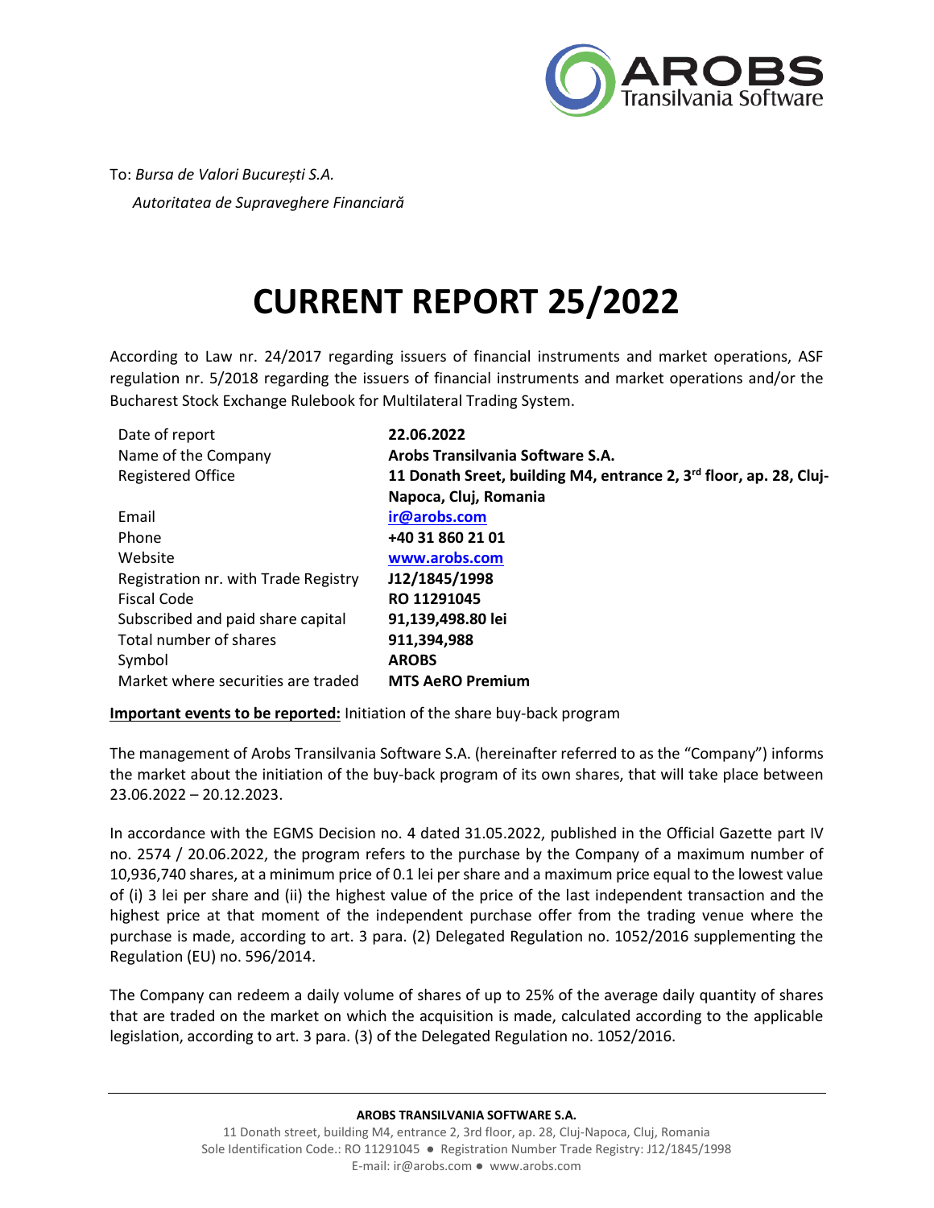To: *Bursa de Valori București S.A.*

*Autoritatea de Supraveghere Financiară*

# CURRENT REPORT 25/2022

According to Law nr. 24/2017 regarding issuers of financial instruments and market operations, ASF regulation nr. 5/2018 regarding the issuers of financial instruments and market operations and/or the Bucharest Stock Exchange Rulebook for Multilateral Trading System.

| | |
|---|---|
| Date of report | **22.06.2022** |
| Name of the Company | **Arobs Transilvania Software S.A.** |
| Registered Office | **11 Donath Sreet, building M4, entrance 2, 3rd floor, ap. 28, Cluj-Napoca, Cluj, Romania** |
| Email | **ir@arobs.com** |
| Phone | **+40 31 860 21 01** |
| Website | **www.arobs.com** |
| Registration nr. with Trade Registry | **J12/1845/1998** |
| Fiscal Code | **RO 11291045** |
| Subscribed and paid share capital | **91,139,498.80 lei** |
| Total number of shares | **911,394,988** |
| Symbol | **AROBS** |
| Market where securities are traded | **MTS AeRO Premium** |

**Important events to be reported:** Initiation of the share buy-back program

The management of Arobs Transilvania Software S.A. (hereinafter referred to as the "Company") informs the market about the initiation of the buy-back program of its own shares, that will take place between 23.06.2022 – 20.12.2023.

In accordance with the EGMS Decision no. 4 dated 31.05.2022, published in the Official Gazette part IV no. 2574 / 20.06.2022, the program refers to the purchase by the Company of a maximum number of 10,936,740 shares, at a minimum price of 0.1 lei per share and a maximum price equal to the lowest value of (i) 3 lei per share and (ii) the highest value of the price of the last independent transaction and the highest price at that moment of the independent purchase offer from the trading venue where the purchase is made, according to art. 3 para. (2) Delegated Regulation no. 1052/2016 supplementing the Regulation (EU) no. 596/2014.

The Company can redeem a daily volume of shares of up to 25% of the average daily quantity of shares that are traded on the market on which the acquisition is made, calculated according to the applicable legislation, according to art. 3 para. (3) of the Delegated Regulation no. 1052/2016.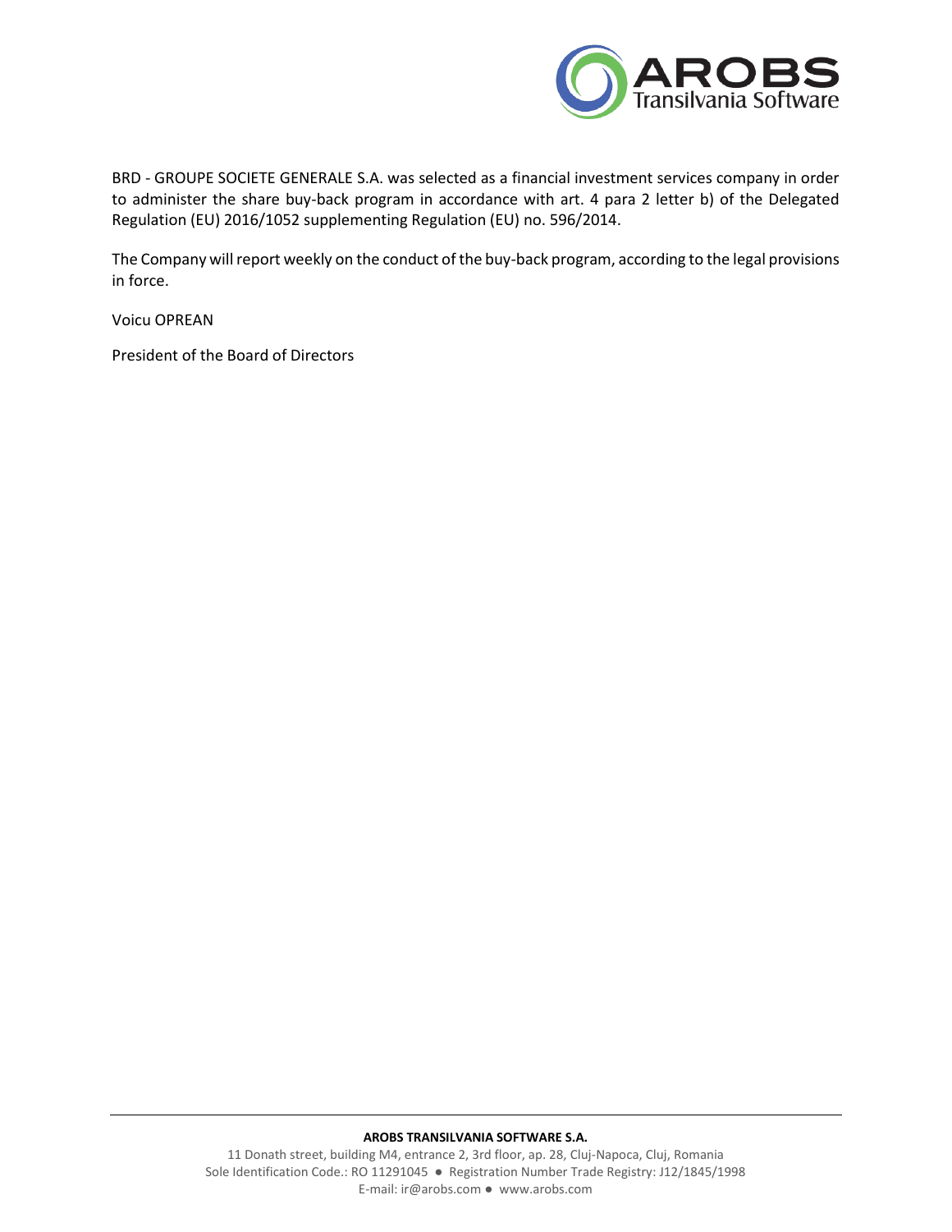BRD - GROUPE SOCIETE GENERALE S.A. was selected as a financial investment services company in order to administer the share buy-back program in accordance with art. 4 para 2 letter b) of the Delegated Regulation (EU) 2016/1052 supplementing Regulation (EU) no. 596/2014.

The Company will report weekly on the conduct of the buy-back program, according to the legal provisions in force.

Voicu OPREAN

President of the Board of Directors